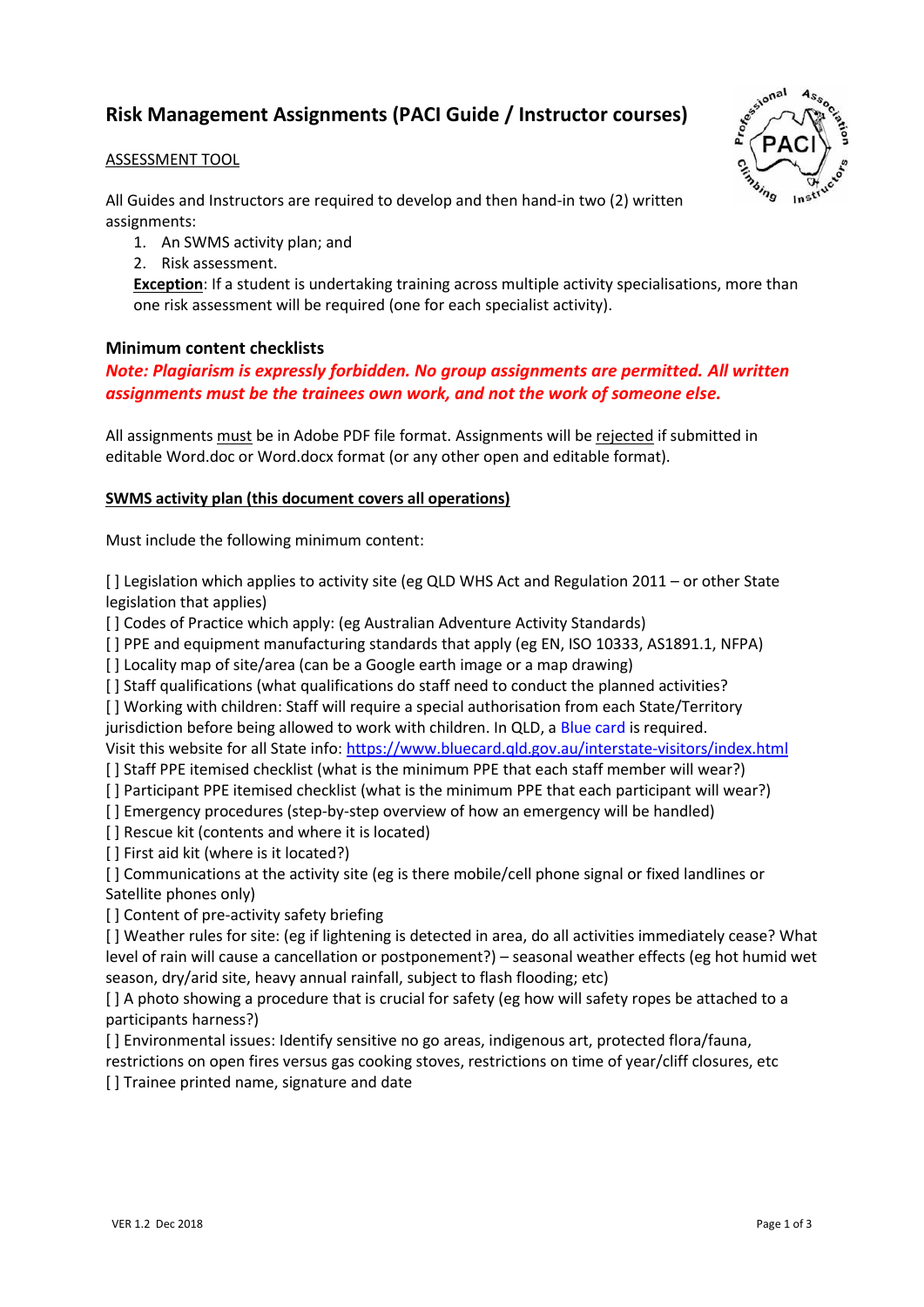# Risk Management Assignments (PACI Guide / Instructor courses)

ASSESSMENT TOOL

All Guides and Instructors are required to develop and then hand-in two (2) written assignments:

1. An SWMS activity plan; and
2. Risk assessment.

**Exception**: If a student is undertaking training across multiple activity specialisations, more than one risk assessment will be required (one for each specialist activity).

### Minimum content checklists

***Note: Plagiarism is expressly forbidden. No group assignments are permitted. All written assignments must be the trainees own work, and not the work of someone else.***

All assignments must be in Adobe PDF file format. Assignments will be rejected if submitted in editable Word.doc or Word.docx format (or any other open and editable format).

**SWMS activity plan (this document covers all operations)**

Must include the following minimum content:

[ ] Legislation which applies to activity site (eg QLD WHS Act and Regulation 2011 – or other State legislation that applies)
[ ] Codes of Practice which apply: (eg Australian Adventure Activity Standards)
[ ] PPE and equipment manufacturing standards that apply (eg EN, ISO 10333, AS1891.1, NFPA)
[ ] Locality map of site/area (can be a Google earth image or a map drawing)
[ ] Staff qualifications (what qualifications do staff need to conduct the planned activities?
[ ] Working with children: Staff will require a special authorisation from each State/Territory jurisdiction before being allowed to work with children. In QLD, a Blue card is required.
Visit this website for all State info: https://www.bluecard.qld.gov.au/interstate-visitors/index.html
[ ] Staff PPE itemised checklist (what is the minimum PPE that each staff member will wear?)
[ ] Participant PPE itemised checklist (what is the minimum PPE that each participant will wear?)
[ ] Emergency procedures (step-by-step overview of how an emergency will be handled)
[ ] Rescue kit (contents and where it is located)
[ ] First aid kit (where is it located?)
[ ] Communications at the activity site (eg is there mobile/cell phone signal or fixed landlines or Satellite phones only)
[ ] Content of pre-activity safety briefing
[ ] Weather rules for site: (eg if lightening is detected in area, do all activities immediately cease? What level of rain will cause a cancellation or postponement?) – seasonal weather effects (eg hot humid wet season, dry/arid site, heavy annual rainfall, subject to flash flooding; etc)
[ ] A photo showing a procedure that is crucial for safety (eg how will safety ropes be attached to a participants harness?)
[ ] Environmental issues: Identify sensitive no go areas, indigenous art, protected flora/fauna, restrictions on open fires versus gas cooking stoves, restrictions on time of year/cliff closures, etc
[ ] Trainee printed name, signature and date

VER 1.2 Dec 2018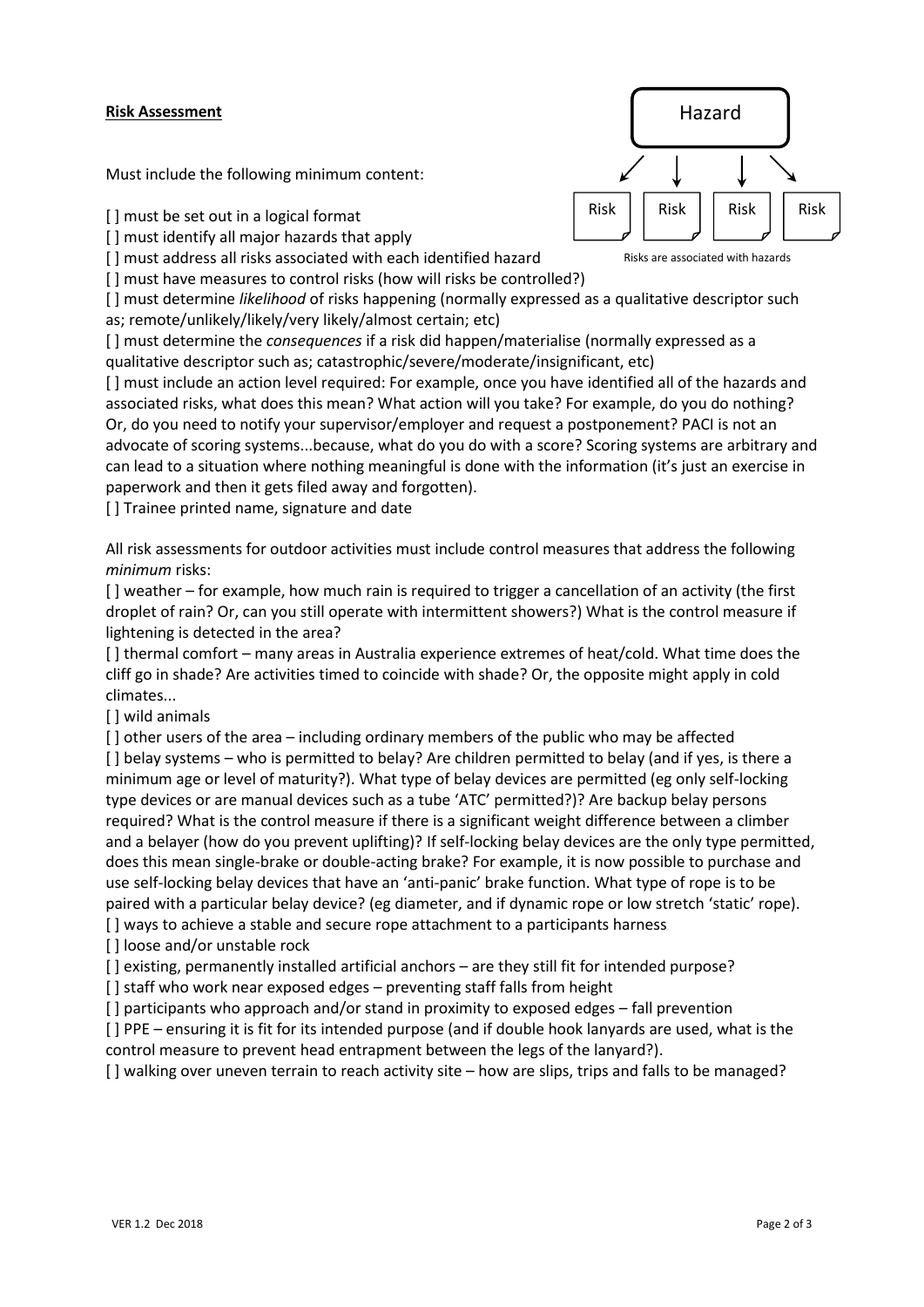**Risk Assessment**

Hazard

Risk | Risk | Risk | Risk

Risks are associated with hazards

Must include the following minimum content:

[ ] must be set out in a logical format
[ ] must identify all major hazards that apply
[ ] must address all risks associated with each identified hazard
[ ] must have measures to control risks (how will risks be controlled?)
[ ] must determine *likelihood* of risks happening (normally expressed as a qualitative descriptor such as; remote/unlikely/likely/very likely/almost certain; etc)
[ ] must determine the *consequences* if a risk did happen/materialise (normally expressed as a qualitative descriptor such as; catastrophic/severe/moderate/insignificant, etc)
[ ] must include an action level required: For example, once you have identified all of the hazards and associated risks, what does this mean? What action will you take? For example, do you do nothing? Or, do you need to notify your supervisor/employer and request a postponement? PACI is not an advocate of scoring systems...because, what do you do with a score? Scoring systems are arbitrary and can lead to a situation where nothing meaningful is done with the information (it's just an exercise in paperwork and then it gets filed away and forgotten).
[ ] Trainee printed name, signature and date

All risk assessments for outdoor activities must include control measures that address the following *minimum* risks:

[ ] weather – for example, how much rain is required to trigger a cancellation of an activity (the first droplet of rain? Or, can you still operate with intermittent showers?) What is the control measure if lightening is detected in the area?
[ ] thermal comfort – many areas in Australia experience extremes of heat/cold. What time does the cliff go in shade? Are activities timed to coincide with shade? Or, the opposite might apply in cold climates...
[ ] wild animals
[ ] other users of the area – including ordinary members of the public who may be affected
[ ] belay systems – who is permitted to belay? Are children permitted to belay (and if yes, is there a minimum age or level of maturity?). What type of belay devices are permitted (eg only self-locking type devices or are manual devices such as a tube 'ATC' permitted?)? Are backup belay persons required? What is the control measure if there is a significant weight difference between a climber and a belayer (how do you prevent uplifting)? If self-locking belay devices are the only type permitted, does this mean single-brake or double-acting brake? For example, it is now possible to purchase and use self-locking belay devices that have an 'anti-panic' brake function. What type of rope is to be paired with a particular belay device? (eg diameter, and if dynamic rope or low stretch 'static' rope).
[ ] ways to achieve a stable and secure rope attachment to a participants harness
[ ] loose and/or unstable rock
[ ] existing, permanently installed artificial anchors – are they still fit for intended purpose?
[ ] staff who work near exposed edges – preventing staff falls from height
[ ] participants who approach and/or stand in proximity to exposed edges – fall prevention
[ ] PPE – ensuring it is fit for its intended purpose (and if double hook lanyards are used, what is the control measure to prevent head entrapment between the legs of the lanyard?).
[ ] walking over uneven terrain to reach activity site – how are slips, trips and falls to be managed?

VER 1.2 Dec 2018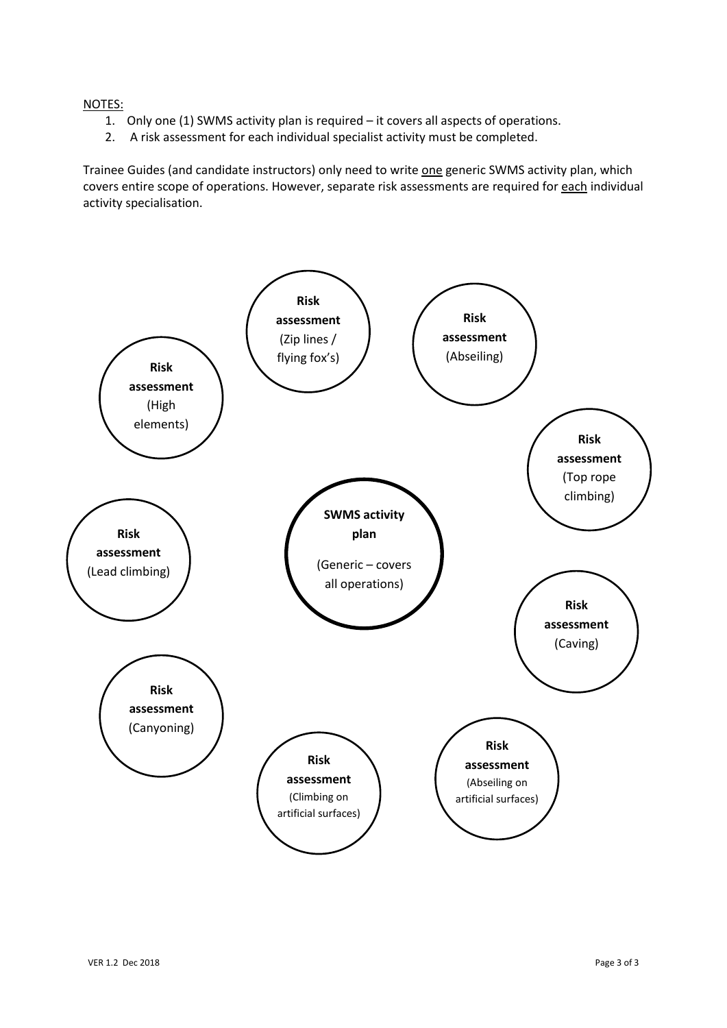NOTES:

1. Only one (1) SWMS activity plan is required – it covers all aspects of operations.
2. A risk assessment for each individual specialist activity must be completed.

Trainee Guides (and candidate instructors) only need to write one generic SWMS activity plan, which covers entire scope of operations. However, separate risk assessments are required for each individual activity specialisation.

**SWMS activity plan**
(Generic – covers all operations)

**Risk assessment**
(Zip lines / flying fox's)

**Risk assessment**
(Abseiling)

**Risk assessment**
(Top rope climbing)

**Risk assessment**
(Caving)

**Risk assessment**
(Abseiling on artificial surfaces)

**Risk assessment**
(Climbing on artificial surfaces)

**Risk assessment**
(Canyoning)

**Risk assessment**
(Lead climbing)

**Risk assessment**
(High elements)

VER 1.2 Dec 2018